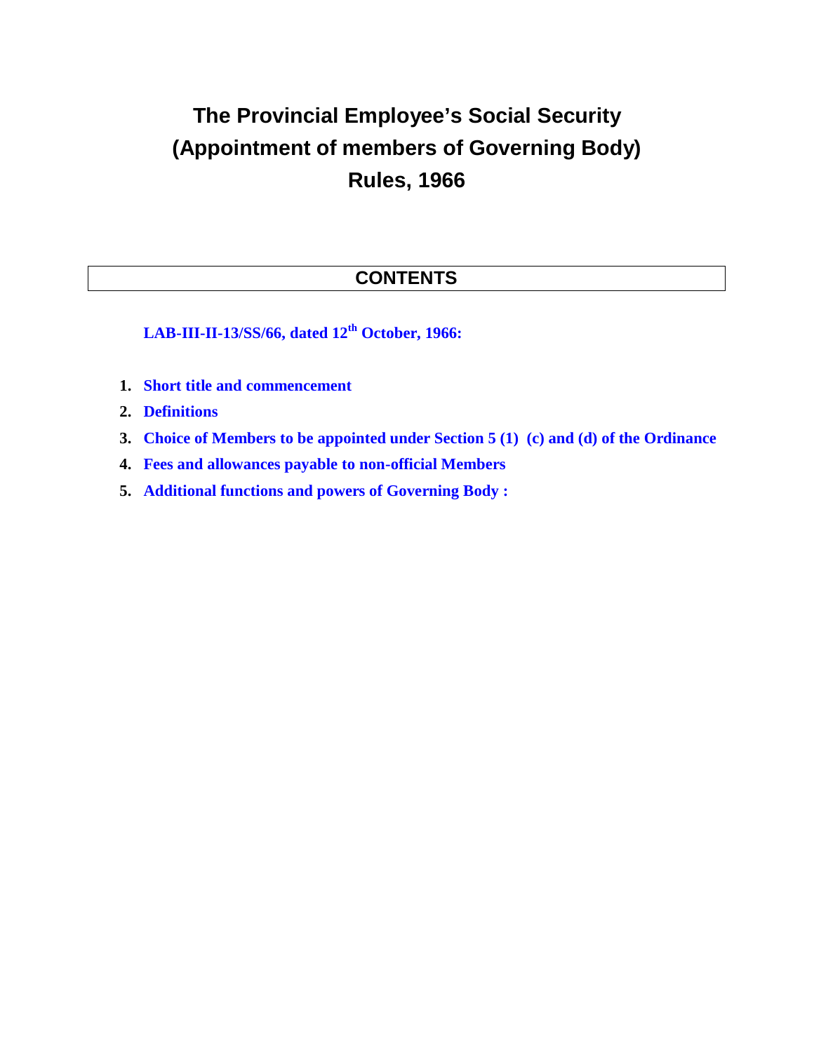# The Provincial Employee's Social Security (Appointment of members of Governing Body) Rules, 1966

## CONTENTS

**LAB-III-II-13/SS/66, dated 12th October, 1966:**

1. **Short title and commencement**
2. **Definitions**
3. **Choice of Members to be appointed under Section 5 (1) (c) and (d) of the Ordinance**
4. **Fees and allowances payable to non-official Members**
5. **Additional functions and powers of Governing Body :**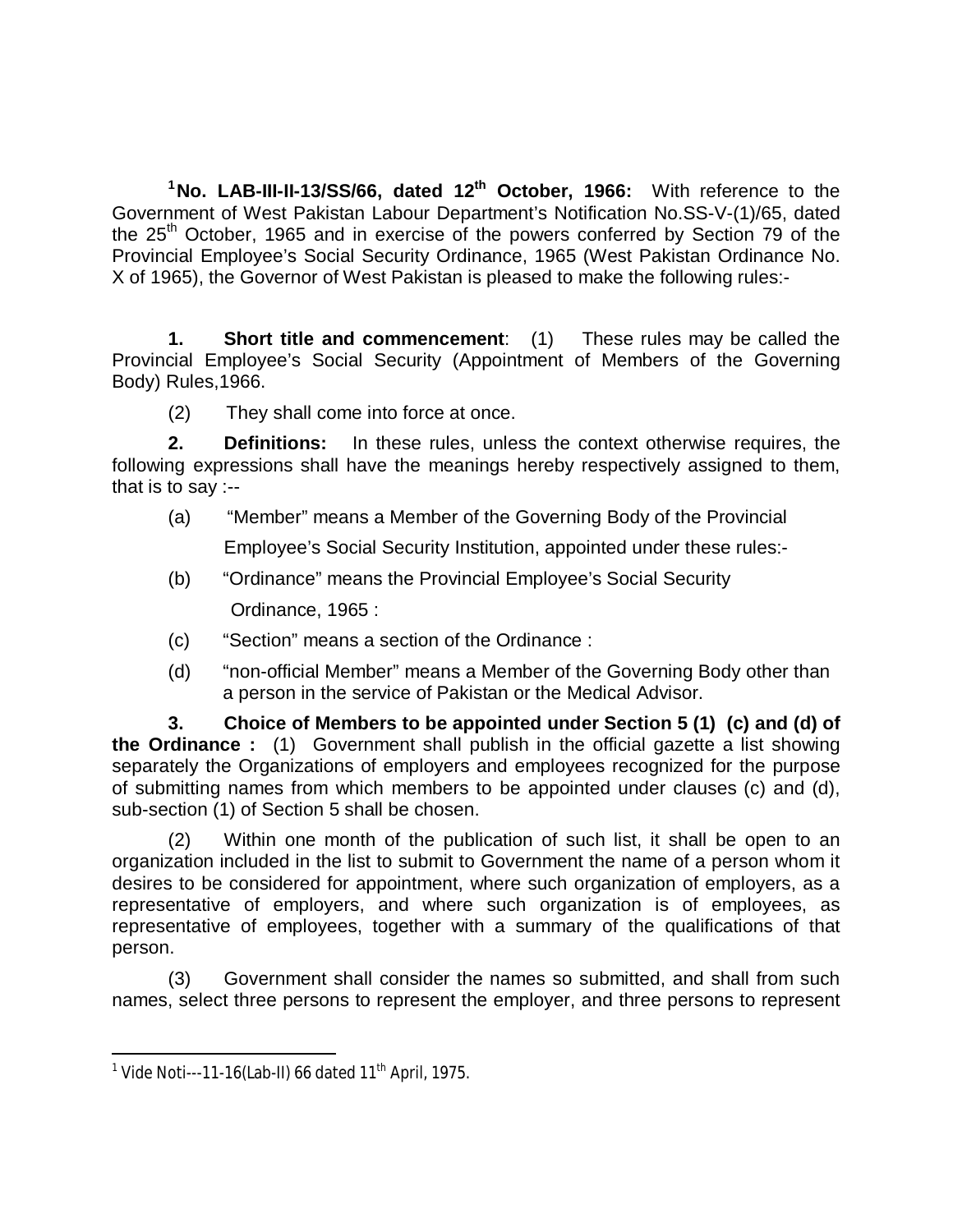[1]**No. LAB-III-II-13/SS/66, dated 12th October, 1966:** With reference to the Government of West Pakistan Labour Department's Notification No.SS-V-(1)/65, dated the 25th October, 1965 and in exercise of the powers conferred by Section 79 of the Provincial Employee's Social Security Ordinance, 1965 (West Pakistan Ordinance No. X of 1965), the Governor of West Pakistan is pleased to make the following rules:-

**1. Short title and commencement**: (1) These rules may be called the Provincial Employee's Social Security (Appointment of Members of the Governing Body) Rules,1966.

(2) They shall come into force at once.

**2. Definitions:** In these rules, unless the context otherwise requires, the following expressions shall have the meanings hereby respectively assigned to them, that is to say :--

(a) "Member" means a Member of the Governing Body of the Provincial Employee's Social Security Institution, appointed under these rules:-

(b) "Ordinance" means the Provincial Employee's Social Security Ordinance, 1965 :

(c) "Section" means a section of the Ordinance :

(d) "non-official Member" means a Member of the Governing Body other than a person in the service of Pakistan or the Medical Advisor.

**3. Choice of Members to be appointed under Section 5 (1) (c) and (d) of the Ordinance :** (1) Government shall publish in the official gazette a list showing separately the Organizations of employers and employees recognized for the purpose of submitting names from which members to be appointed under clauses (c) and (d), sub-section (1) of Section 5 shall be chosen.

(2) Within one month of the publication of such list, it shall be open to an organization included in the list to submit to Government the name of a person whom it desires to be considered for appointment, where such organization of employers, as a representative of employers, and where such organization is of employees, as representative of employees, together with a summary of the qualifications of that person.

(3) Government shall consider the names so submitted, and shall from such names, select three persons to represent the employer, and three persons to represent

---

[1] Vide Noti---11-16(Lab-II) 66 dated 11th April, 1975.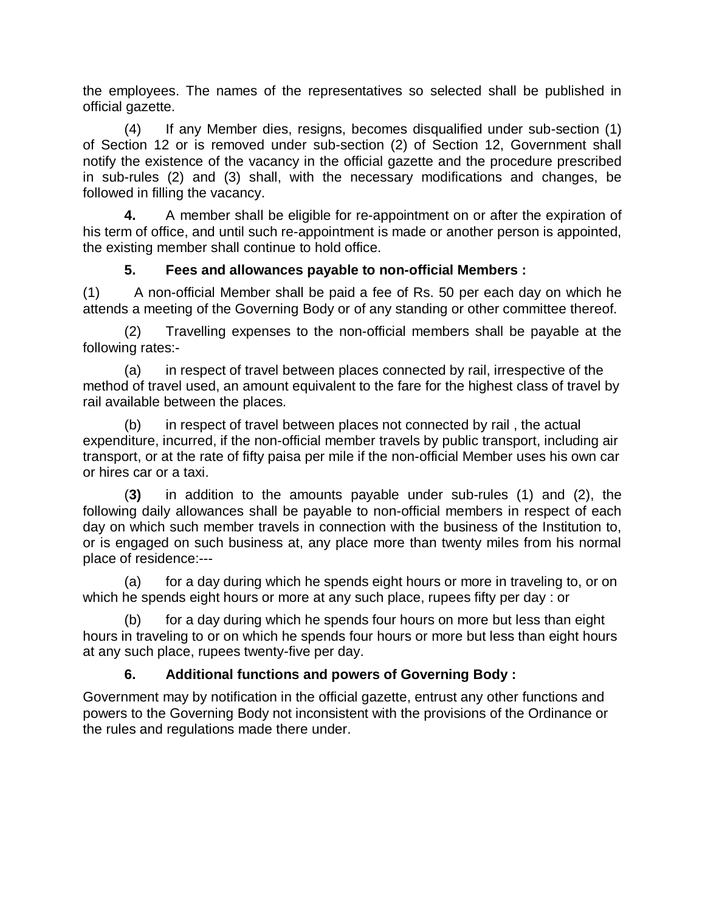the employees. The names of the representatives so selected shall be published in official gazette.

(4) If any Member dies, resigns, becomes disqualified under sub-section (1) of Section 12 or is removed under sub-section (2) of Section 12, Government shall notify the existence of the vacancy in the official gazette and the procedure prescribed in sub-rules (2) and (3) shall, with the necessary modifications and changes, be followed in filling the vacancy.

**4.** A member shall be eligible for re-appointment on or after the expiration of his term of office, and until such re-appointment is made or another person is appointed, the existing member shall continue to hold office.

**5. Fees and allowances payable to non-official Members :**

(1) A non-official Member shall be paid a fee of Rs. 50 per each day on which he attends a meeting of the Governing Body or of any standing or other committee thereof.

(2) Travelling expenses to the non-official members shall be payable at the following rates:-

(a) in respect of travel between places connected by rail, irrespective of the method of travel used, an amount equivalent to the fare for the highest class of travel by rail available between the places.

(b) in respect of travel between places not connected by rail , the actual expenditure, incurred, if the non-official member travels by public transport, including air transport, or at the rate of fifty paisa per mile if the non-official Member uses his own car or hires car or a taxi.

(**3)** in addition to the amounts payable under sub-rules (1) and (2), the following daily allowances shall be payable to non-official members in respect of each day on which such member travels in connection with the business of the Institution to, or is engaged on such business at, any place more than twenty miles from his normal place of residence:---

(a) for a day during which he spends eight hours or more in traveling to, or on which he spends eight hours or more at any such place, rupees fifty per day : or

(b) for a day during which he spends four hours on more but less than eight hours in traveling to or on which he spends four hours or more but less than eight hours at any such place, rupees twenty-five per day.

**6. Additional functions and powers of Governing Body :**

Government may by notification in the official gazette, entrust any other functions and powers to the Governing Body not inconsistent with the provisions of the Ordinance or the rules and regulations made there under.